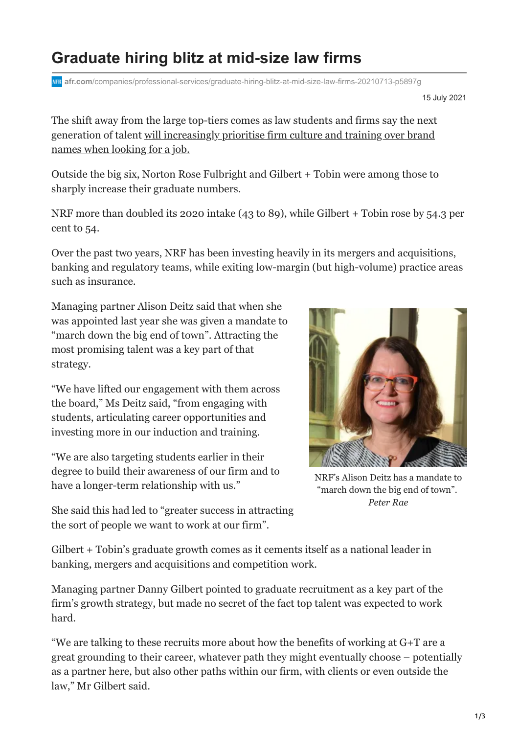# Graduate hiring blitz at mid-size law firms

afr.com/companies/professional-services/graduate-hiring-blitz-at-mid-size-law-firms-20210713-p5897g

15 July 2021

The shift away from the large top-tiers comes as law students and firms say the next generation of talent will increasingly prioritise firm culture and training over brand names when looking for a job.

Outside the big six, Norton Rose Fulbright and Gilbert + Tobin were among those to sharply increase their graduate numbers.

NRF more than doubled its 2020 intake (43 to 89), while Gilbert + Tobin rose by 54.3 per cent to 54.

Over the past two years, NRF has been investing heavily in its mergers and acquisitions, banking and regulatory teams, while exiting low-margin (but high-volume) practice areas such as insurance.

Managing partner Alison Deitz said that when she was appointed last year she was given a mandate to "march down the big end of town". Attracting the most promising talent was a key part of that strategy.

"We have lifted our engagement with them across the board," Ms Deitz said, "from engaging with students, articulating career opportunities and investing more in our induction and training.

"We are also targeting students earlier in their degree to build their awareness of our firm and to have a longer-term relationship with us."

She said this had led to "greater success in attracting the sort of people we want to work at our firm".

NRF's Alison Deitz has a mandate to "march down the big end of town". *Peter Rae*

Gilbert + Tobin's graduate growth comes as it cements itself as a national leader in banking, mergers and acquisitions and competition work.

Managing partner Danny Gilbert pointed to graduate recruitment as a key part of the firm's growth strategy, but made no secret of the fact top talent was expected to work hard.

"We are talking to these recruits more about how the benefits of working at G+T are a great grounding to their career, whatever path they might eventually choose – potentially as a partner here, but also other paths within our firm, with clients or even outside the law," Mr Gilbert said.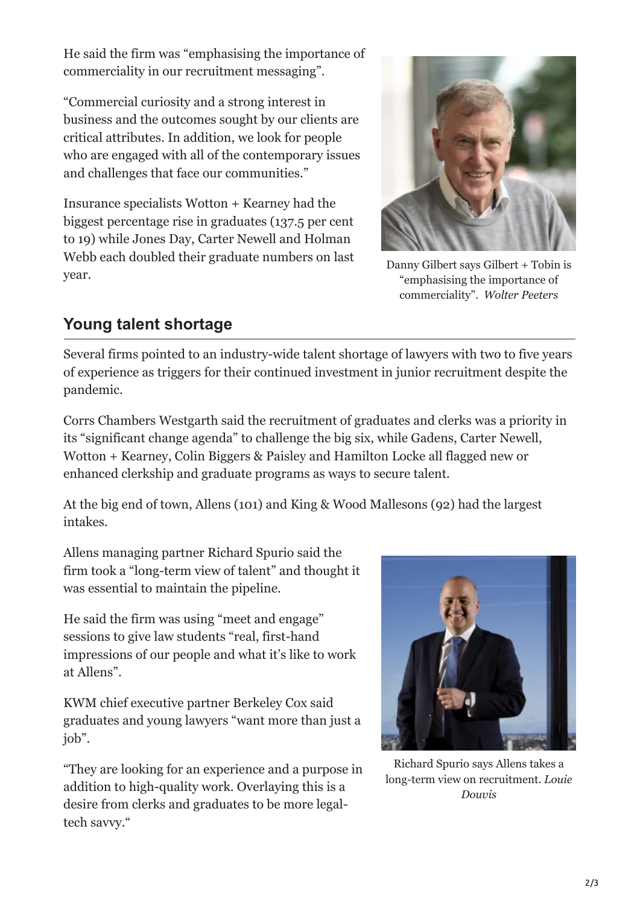He said the firm was "emphasising the importance of commerciality in our recruitment messaging".

"Commercial curiosity and a strong interest in business and the outcomes sought by our clients are critical attributes. In addition, we look for people who are engaged with all of the contemporary issues and challenges that face our communities."

Insurance specialists Wotton + Kearney had the biggest percentage rise in graduates (137.5 per cent to 19) while Jones Day, Carter Newell and Holman Webb each doubled their graduate numbers on last year.

Danny Gilbert says Gilbert + Tobin is "emphasising the importance of commerciality". *Wolter Peeters*

## Young talent shortage

Several firms pointed to an industry-wide talent shortage of lawyers with two to five years of experience as triggers for their continued investment in junior recruitment despite the pandemic.

Corrs Chambers Westgarth said the recruitment of graduates and clerks was a priority in its "significant change agenda" to challenge the big six, while Gadens, Carter Newell, Wotton + Kearney, Colin Biggers & Paisley and Hamilton Locke all flagged new or enhanced clerkship and graduate programs as ways to secure talent.

At the big end of town, Allens (101) and King & Wood Mallesons (92) had the largest intakes.

Allens managing partner Richard Spurio said the firm took a "long-term view of talent" and thought it was essential to maintain the pipeline.

He said the firm was using "meet and engage" sessions to give law students "real, first-hand impressions of our people and what it's like to work at Allens".

KWM chief executive partner Berkeley Cox said graduates and young lawyers "want more than just a job".

"They are looking for an experience and a purpose in addition to high-quality work. Overlaying this is a desire from clerks and graduates to be more legal-tech savvy."

Richard Spurio says Allens takes a long-term view on recruitment. *Louie Douvis*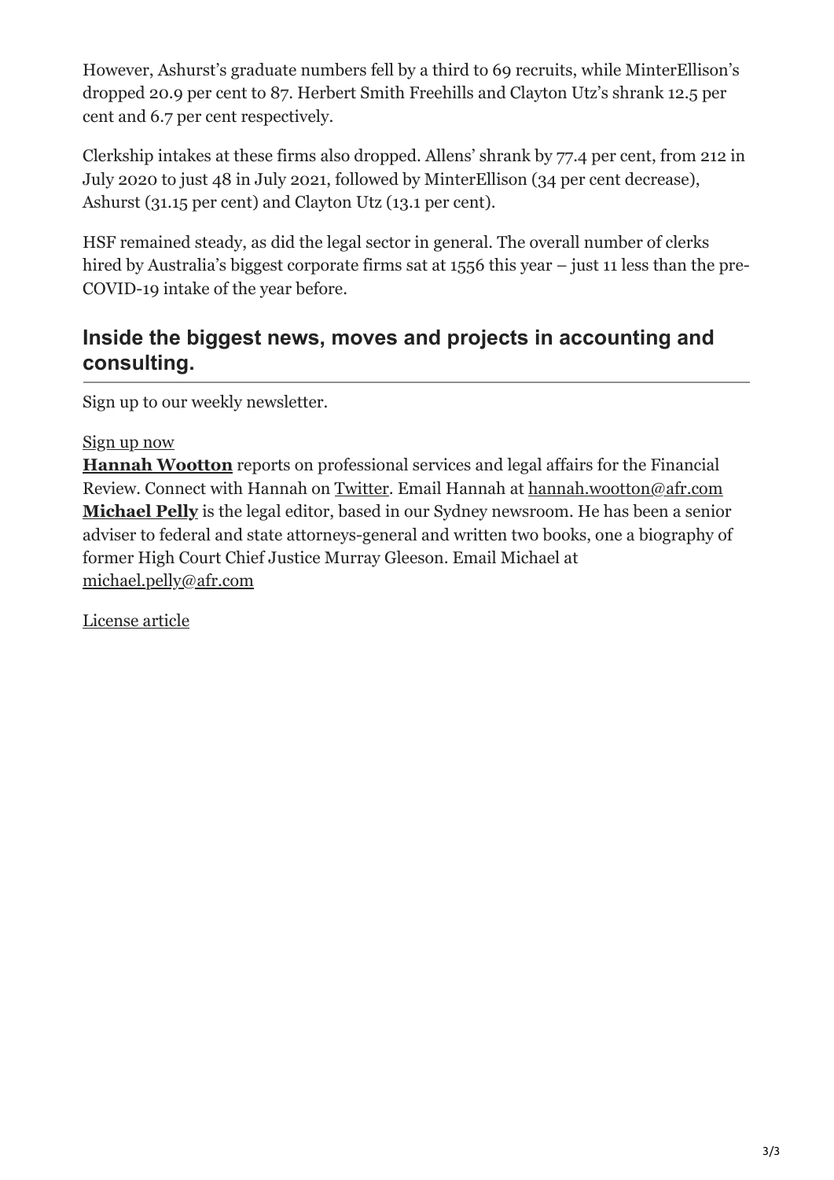However, Ashurst's graduate numbers fell by a third to 69 recruits, while MinterEllison's dropped 20.9 per cent to 87. Herbert Smith Freehills and Clayton Utz's shrank 12.5 per cent and 6.7 per cent respectively.

Clerkship intakes at these firms also dropped. Allens' shrank by 77.4 per cent, from 212 in July 2020 to just 48 in July 2021, followed by MinterEllison (34 per cent decrease), Ashurst (31.15 per cent) and Clayton Utz (13.1 per cent).

HSF remained steady, as did the legal sector in general. The overall number of clerks hired by Australia's biggest corporate firms sat at 1556 this year – just 11 less than the pre-COVID-19 intake of the year before.

## Inside the biggest news, moves and projects in accounting and consulting.

Sign up to our weekly newsletter.

Sign up now

**Hannah Wootton** reports on professional services and legal affairs for the Financial Review. Connect with Hannah on Twitter. Email Hannah at hannah.wootton@afr.com

**Michael Pelly** is the legal editor, based in our Sydney newsroom. He has been a senior adviser to federal and state attorneys-general and written two books, one a biography of former High Court Chief Justice Murray Gleeson. Email Michael at michael.pelly@afr.com

License article